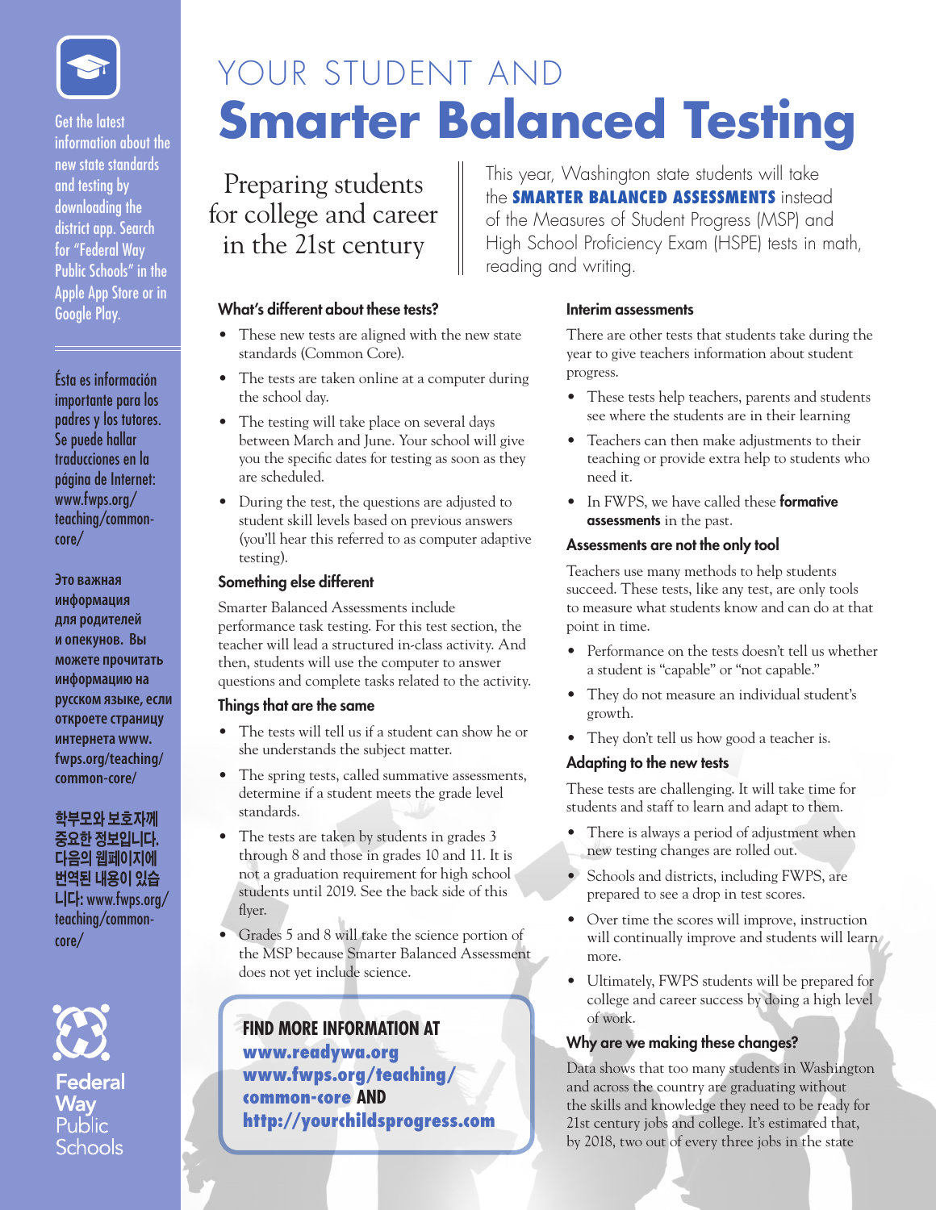Get the latest information about the new state standards and testing by downloading the district app. Search for "Federal Way Public Schools" in the Apple App Store or in Google Play.

Ésta es información importante para los padres y los tutores. Se puede hallar traducciones en la página de Internet: www.fwps.org/teaching/common-core/

Это важная информация для родителей и опекунов. Вы можете прочитать информацию на русском языке, если откроете страницу интернета www.fwps.org/teaching/common-core/

학부모와 보호자께 중요한 정보입니다. 다음의 웹페이지에 번역된 내용이 있습니다: www.fwps.org/teaching/common-core/

Federal Way Public Schools

# YOUR STUDENT AND Smarter Balanced Testing

Preparing students for college and career in the 21st century

This year, Washington state students will take the **SMARTER BALANCED ASSESSMENTS** instead of the Measures of Student Progress (MSP) and High School Proficiency Exam (HSPE) tests in math, reading and writing.

### What's different about these tests?

- These new tests are aligned with the new state standards (Common Core).
- The tests are taken online at a computer during the school day.
- The testing will take place on several days between March and June. Your school will give you the specific dates for testing as soon as they are scheduled.
- During the test, the questions are adjusted to student skill levels based on previous answers (you'll hear this referred to as computer adaptive testing).

### Something else different

Smarter Balanced Assessments include performance task testing. For this test section, the teacher will lead a structured in-class activity. And then, students will use the computer to answer questions and complete tasks related to the activity.

### Things that are the same

- The tests will tell us if a student can show he or she understands the subject matter.
- The spring tests, called summative assessments, determine if a student meets the grade level standards.
- The tests are taken by students in grades 3 through 8 and those in grades 10 and 11. It is not a graduation requirement for high school students until 2019. See the back side of this flyer.
- Grades 5 and 8 will take the science portion of the MSP because Smarter Balanced Assessment does not yet include science.

**FIND MORE INFORMATION AT**
**www.readywa.org**
**www.fwps.org/teaching/common-core** AND
**http://yourchildsprogress.com**

### Interim assessments

There are other tests that students take during the year to give teachers information about student progress.

- These tests help teachers, parents and students see where the students are in their learning
- Teachers can then make adjustments to their teaching or provide extra help to students who need it.
- In FWPS, we have called these **formative assessments** in the past.

### Assessments are not the only tool

Teachers use many methods to help students succeed. These tests, like any test, are only tools to measure what students know and can do at that point in time.

- Performance on the tests doesn't tell us whether a student is "capable" or "not capable."
- They do not measure an individual student's growth.
- They don't tell us how good a teacher is.

### Adapting to the new tests

These tests are challenging. It will take time for students and staff to learn and adapt to them.

- There is always a period of adjustment when new testing changes are rolled out.
- Schools and districts, including FWPS, are prepared to see a drop in test scores.
- Over time the scores will improve, instruction will continually improve and students will learn more.
- Ultimately, FWPS students will be prepared for college and career success by doing a high level of work.

### Why are we making these changes?

Data shows that too many students in Washington and across the country are graduating without the skills and knowledge they need to be ready for 21st century jobs and college. It's estimated that, by 2018, two out of every three jobs in the state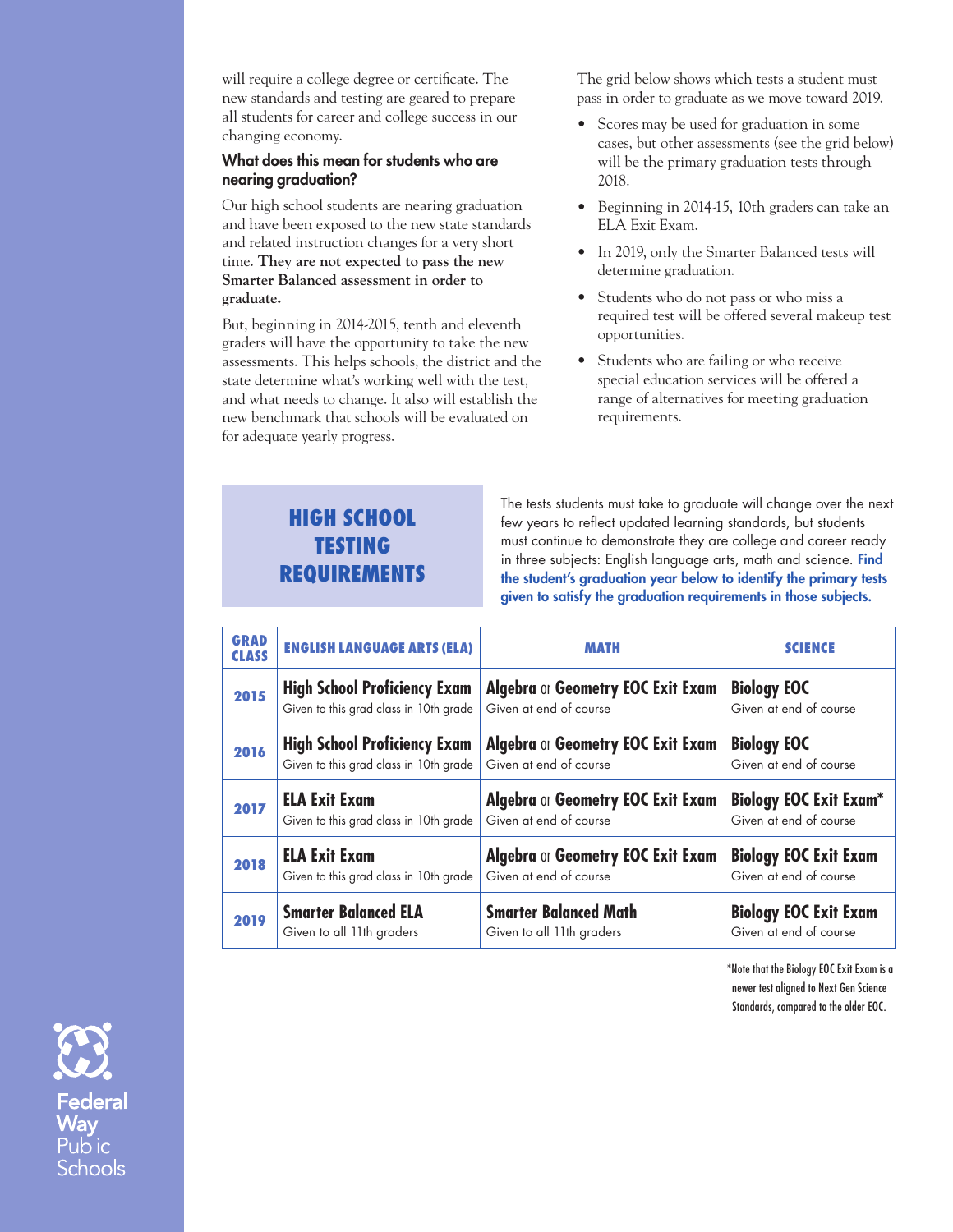will require a college degree or certificate. The new standards and testing are geared to prepare all students for career and college success in our changing economy.

### What does this mean for students who are nearing graduation?

Our high school students are nearing graduation and have been exposed to the new state standards and related instruction changes for a very short time. **They are not expected to pass the new Smarter Balanced assessment in order to graduate.**

But, beginning in 2014-2015, tenth and eleventh graders will have the opportunity to take the new assessments. This helps schools, the district and the state determine what's working well with the test, and what needs to change. It also will establish the new benchmark that schools will be evaluated on for adequate yearly progress.

The grid below shows which tests a student must pass in order to graduate as we move toward 2019.

- Scores may be used for graduation in some cases, but other assessments (see the grid below) will be the primary graduation tests through 2018.
- Beginning in 2014-15, 10th graders can take an ELA Exit Exam.
- In 2019, only the Smarter Balanced tests will determine graduation.
- Students who do not pass or who miss a required test will be offered several makeup test opportunities.
- Students who are failing or who receive special education services will be offered a range of alternatives for meeting graduation requirements.

## HIGH SCHOOL TESTING REQUIREMENTS

The tests students must take to graduate will change over the next few years to reflect updated learning standards, but students must continue to demonstrate they are college and career ready in three subjects: English language arts, math and science. **Find the student's graduation year below to identify the primary tests given to satisfy the graduation requirements in those subjects.**

| GRAD CLASS | ENGLISH LANGUAGE ARTS (ELA) | MATH | SCIENCE |
|---|---|---|---|
| 2015 | **High School Proficiency Exam**<br>Given to this grad class in 10th grade | **Algebra** or **Geometry EOC Exit Exam**<br>Given at end of course | **Biology EOC**<br>Given at end of course |
| 2016 | **High School Proficiency Exam**<br>Given to this grad class in 10th grade | **Algebra** or **Geometry EOC Exit Exam**<br>Given at end of course | **Biology EOC**<br>Given at end of course |
| 2017 | **ELA Exit Exam**<br>Given to this grad class in 10th grade | **Algebra** or **Geometry EOC Exit Exam**<br>Given at end of course | **Biology EOC Exit Exam***<br>Given at end of course |
| 2018 | **ELA Exit Exam**<br>Given to this grad class in 10th grade | **Algebra** or **Geometry EOC Exit Exam**<br>Given at end of course | **Biology EOC Exit Exam**<br>Given at end of course |
| 2019 | **Smarter Balanced ELA**<br>Given to all 11th graders | **Smarter Balanced Math**<br>Given to all 11th graders | **Biology EOC Exit Exam**<br>Given at end of course |

*Note that the Biology EOC Exit Exam is a newer test aligned to Next Gen Science Standards, compared to the older EOC.

Federal Way Public Schools